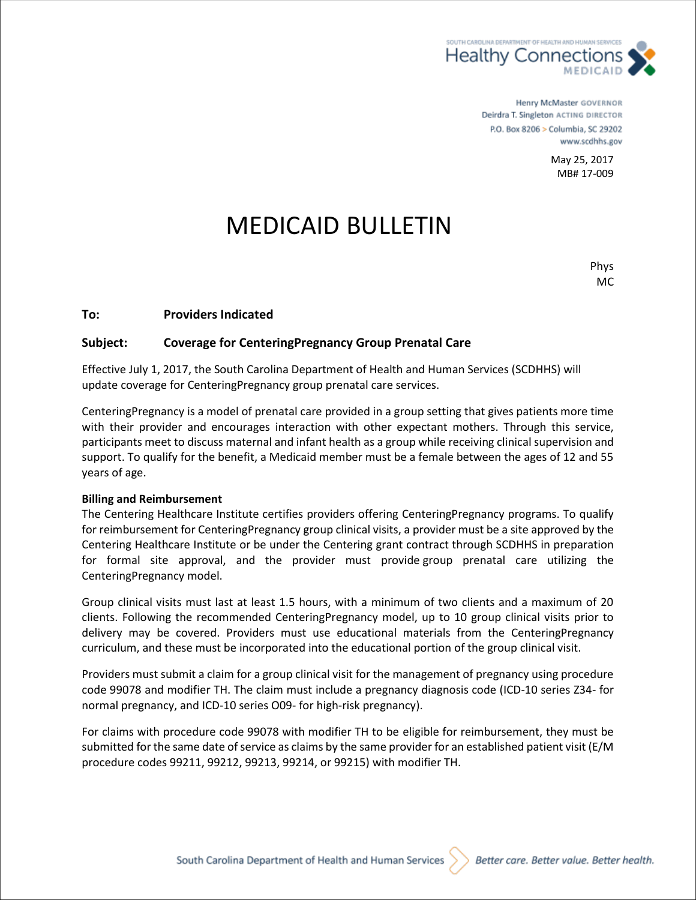SOUTH CAROLINA DEPARTMENT OF HEALTH AND HUMAN SERVICES
Healthy Connections
MEDICAID

Henry McMaster GOVERNOR
Deirdra T. Singleton ACTING DIRECTOR
P.O. Box 8206 > Columbia, SC 29202
www.scdhhs.gov

May 25, 2017
MB# 17-009

# MEDICAID BULLETIN

Phys
MC

**To:** **Providers Indicated**

**Subject:** **Coverage for CenteringPregnancy Group Prenatal Care**

Effective July 1, 2017, the South Carolina Department of Health and Human Services (SCDHHS) will update coverage for CenteringPregnancy group prenatal care services.

CenteringPregnancy is a model of prenatal care provided in a group setting that gives patients more time with their provider and encourages interaction with other expectant mothers. Through this service, participants meet to discuss maternal and infant health as a group while receiving clinical supervision and support. To qualify for the benefit, a Medicaid member must be a female between the ages of 12 and 55 years of age.

**Billing and Reimbursement**

The Centering Healthcare Institute certifies providers offering CenteringPregnancy programs. To qualify for reimbursement for CenteringPregnancy group clinical visits, a provider must be a site approved by the Centering Healthcare Institute or be under the Centering grant contract through SCDHHS in preparation for formal site approval, and the provider must provide group prenatal care utilizing the CenteringPregnancy model.

Group clinical visits must last at least 1.5 hours, with a minimum of two clients and a maximum of 20 clients. Following the recommended CenteringPregnancy model, up to 10 group clinical visits prior to delivery may be covered. Providers must use educational materials from the CenteringPregnancy curriculum, and these must be incorporated into the educational portion of the group clinical visit.

Providers must submit a claim for a group clinical visit for the management of pregnancy using procedure code 99078 and modifier TH. The claim must include a pregnancy diagnosis code (ICD-10 series Z34- for normal pregnancy, and ICD-10 series O09- for high-risk pregnancy).

For claims with procedure code 99078 with modifier TH to be eligible for reimbursement, they must be submitted for the same date of service as claims by the same provider for an established patient visit (E/M procedure codes 99211, 99212, 99213, 99214, or 99215) with modifier TH.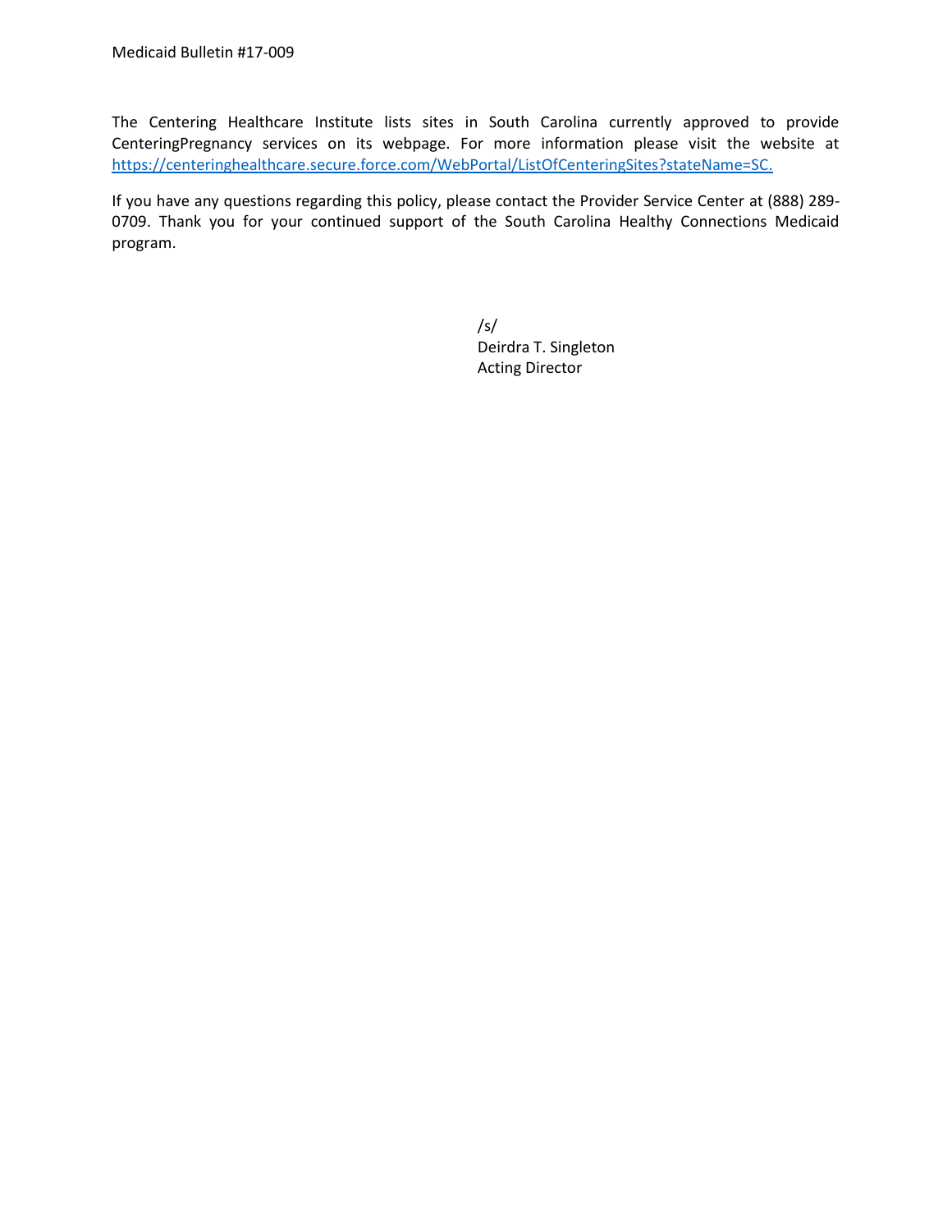The Centering Healthcare Institute lists sites in South Carolina currently approved to provide CenteringPregnancy services on its webpage. For more information please visit the website at https://centeringhealthcare.secure.force.com/WebPortal/ListOfCenteringSites?stateName=SC.

If you have any questions regarding this policy, please contact the Provider Service Center at (888) 289-0709. Thank you for your continued support of the South Carolina Healthy Connections Medicaid program.

/s/
Deirdra T. Singleton
Acting Director